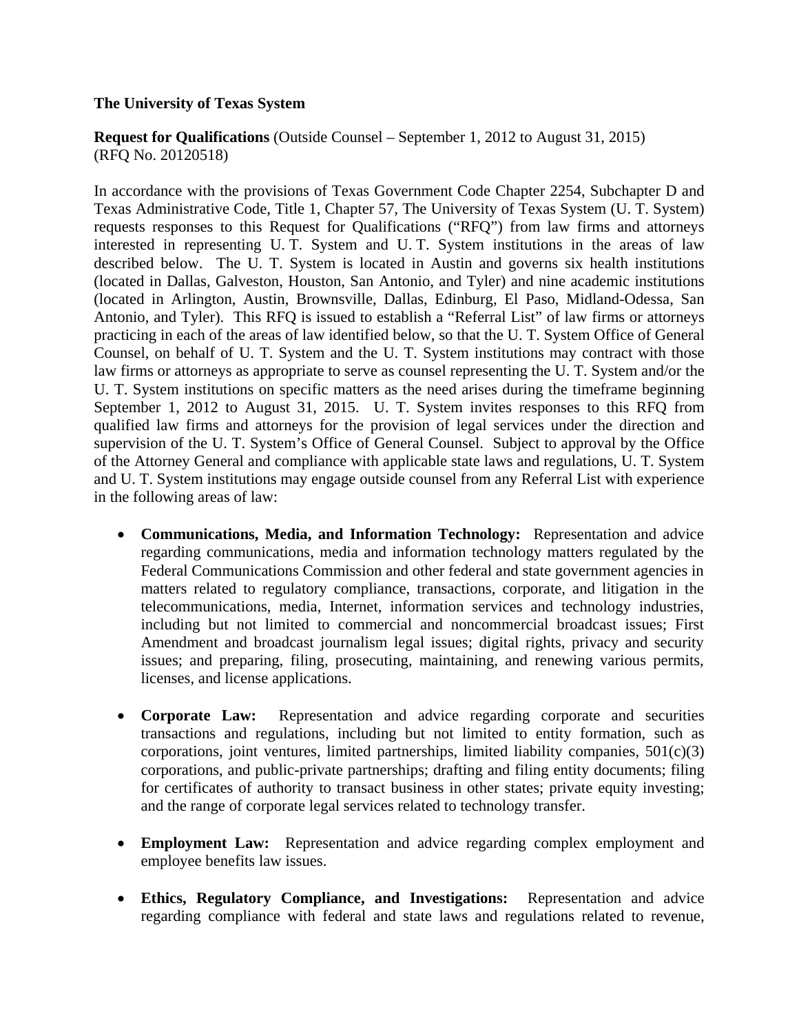**The University of Texas System**

**Request for Qualifications** (Outside Counsel – September 1, 2012 to August 31, 2015)
(RFQ No. 20120518)

In accordance with the provisions of Texas Government Code Chapter 2254, Subchapter D and Texas Administrative Code, Title 1, Chapter 57, The University of Texas System (U. T. System) requests responses to this Request for Qualifications ("RFQ") from law firms and attorneys interested in representing U. T. System and U. T. System institutions in the areas of law described below. The U. T. System is located in Austin and governs six health institutions (located in Dallas, Galveston, Houston, San Antonio, and Tyler) and nine academic institutions (located in Arlington, Austin, Brownsville, Dallas, Edinburg, El Paso, Midland-Odessa, San Antonio, and Tyler). This RFQ is issued to establish a "Referral List" of law firms or attorneys practicing in each of the areas of law identified below, so that the U. T. System Office of General Counsel, on behalf of U. T. System and the U. T. System institutions may contract with those law firms or attorneys as appropriate to serve as counsel representing the U. T. System and/or the U. T. System institutions on specific matters as the need arises during the timeframe beginning September 1, 2012 to August 31, 2015. U. T. System invites responses to this RFQ from qualified law firms and attorneys for the provision of legal services under the direction and supervision of the U. T. System's Office of General Counsel. Subject to approval by the Office of the Attorney General and compliance with applicable state laws and regulations, U. T. System and U. T. System institutions may engage outside counsel from any Referral List with experience in the following areas of law:

- **Communications, Media, and Information Technology:** Representation and advice regarding communications, media and information technology matters regulated by the Federal Communications Commission and other federal and state government agencies in matters related to regulatory compliance, transactions, corporate, and litigation in the telecommunications, media, Internet, information services and technology industries, including but not limited to commercial and noncommercial broadcast issues; First Amendment and broadcast journalism legal issues; digital rights, privacy and security issues; and preparing, filing, prosecuting, maintaining, and renewing various permits, licenses, and license applications.

- **Corporate Law:** Representation and advice regarding corporate and securities transactions and regulations, including but not limited to entity formation, such as corporations, joint ventures, limited partnerships, limited liability companies, 501(c)(3) corporations, and public-private partnerships; drafting and filing entity documents; filing for certificates of authority to transact business in other states; private equity investing; and the range of corporate legal services related to technology transfer.

- **Employment Law:** Representation and advice regarding complex employment and employee benefits law issues.

- **Ethics, Regulatory Compliance, and Investigations:** Representation and advice regarding compliance with federal and state laws and regulations related to revenue,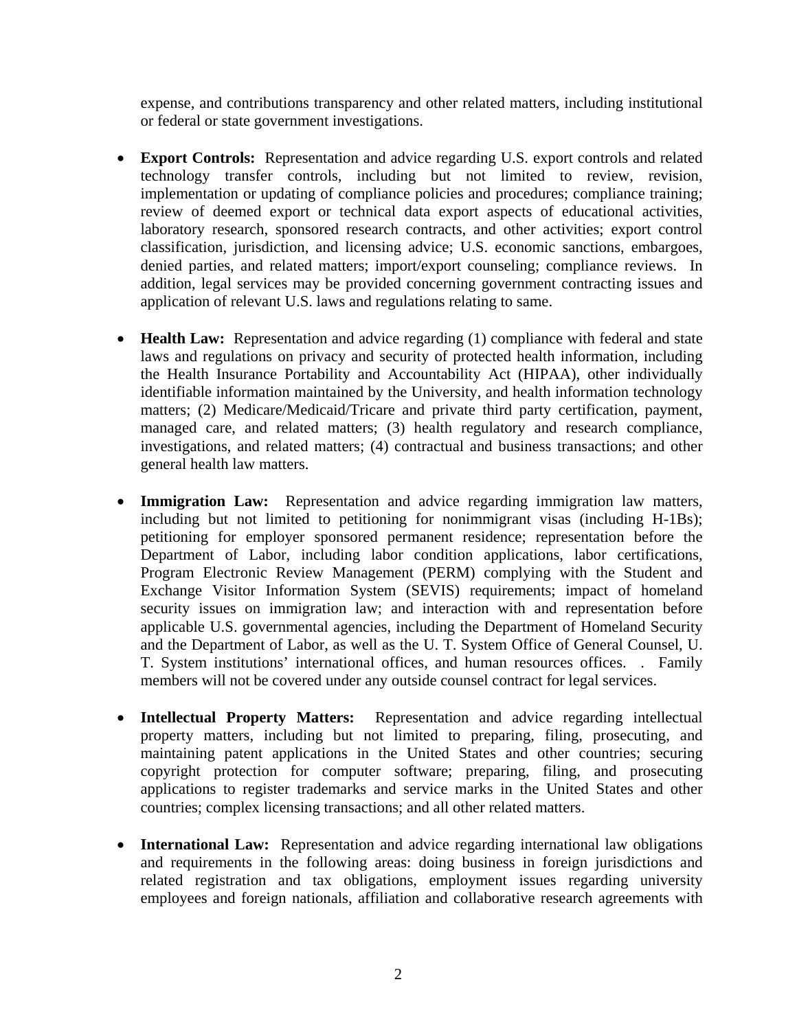expense, and contributions transparency and other related matters, including institutional or federal or state government investigations.

- **Export Controls:** Representation and advice regarding U.S. export controls and related technology transfer controls, including but not limited to review, revision, implementation or updating of compliance policies and procedures; compliance training; review of deemed export or technical data export aspects of educational activities, laboratory research, sponsored research contracts, and other activities; export control classification, jurisdiction, and licensing advice; U.S. economic sanctions, embargoes, denied parties, and related matters; import/export counseling; compliance reviews. In addition, legal services may be provided concerning government contracting issues and application of relevant U.S. laws and regulations relating to same.

- **Health Law:** Representation and advice regarding (1) compliance with federal and state laws and regulations on privacy and security of protected health information, including the Health Insurance Portability and Accountability Act (HIPAA), other individually identifiable information maintained by the University, and health information technology matters; (2) Medicare/Medicaid/Tricare and private third party certification, payment, managed care, and related matters; (3) health regulatory and research compliance, investigations, and related matters; (4) contractual and business transactions; and other general health law matters.

- **Immigration Law:** Representation and advice regarding immigration law matters, including but not limited to petitioning for nonimmigrant visas (including H-1Bs); petitioning for employer sponsored permanent residence; representation before the Department of Labor, including labor condition applications, labor certifications, Program Electronic Review Management (PERM) complying with the Student and Exchange Visitor Information System (SEVIS) requirements; impact of homeland security issues on immigration law; and interaction with and representation before applicable U.S. governmental agencies, including the Department of Homeland Security and the Department of Labor, as well as the U. T. System Office of General Counsel, U. T. System institutions' international offices, and human resources offices. . Family members will not be covered under any outside counsel contract for legal services.

- **Intellectual Property Matters:** Representation and advice regarding intellectual property matters, including but not limited to preparing, filing, prosecuting, and maintaining patent applications in the United States and other countries; securing copyright protection for computer software; preparing, filing, and prosecuting applications to register trademarks and service marks in the United States and other countries; complex licensing transactions; and all other related matters.

- **International Law:** Representation and advice regarding international law obligations and requirements in the following areas: doing business in foreign jurisdictions and related registration and tax obligations, employment issues regarding university employees and foreign nationals, affiliation and collaborative research agreements with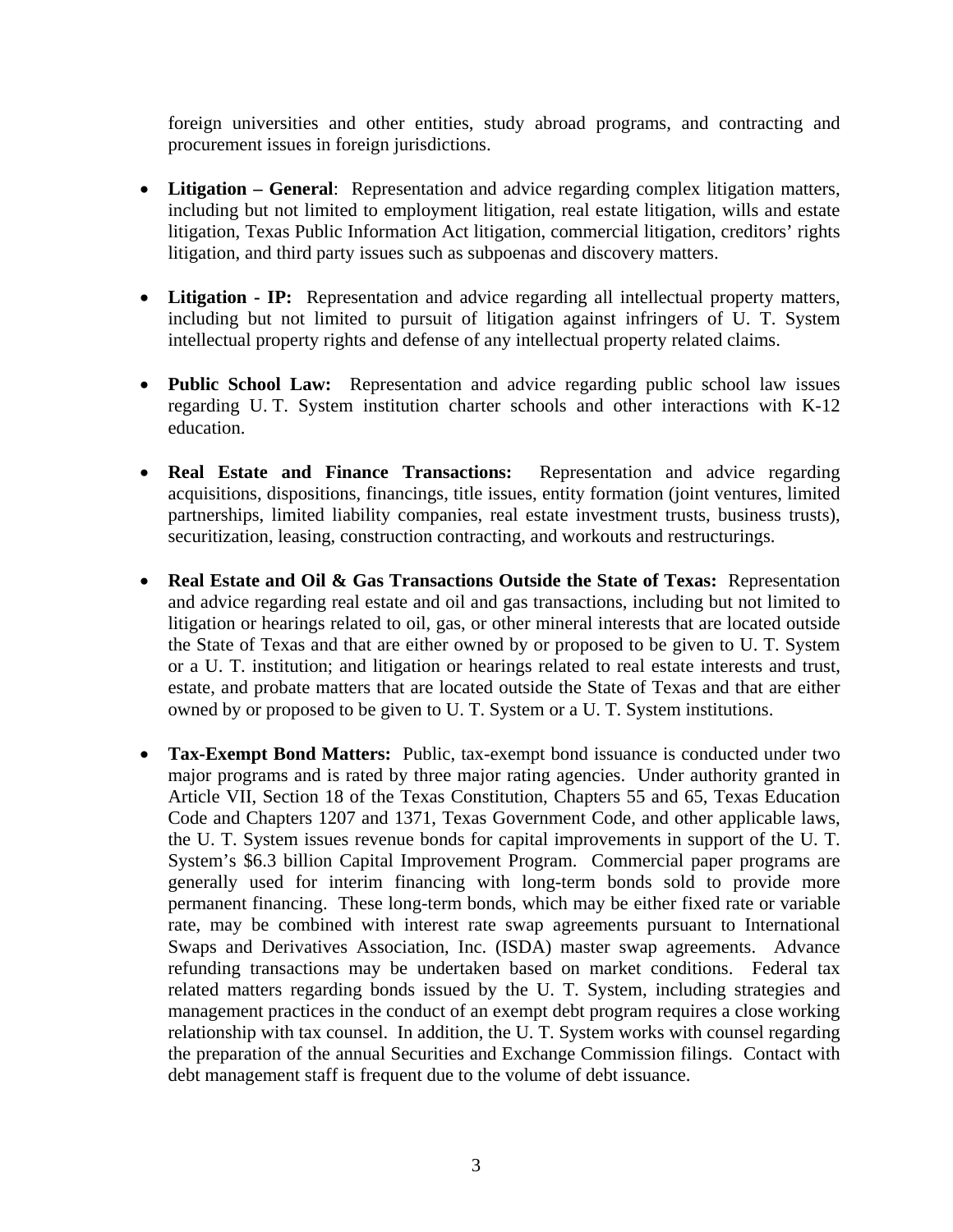foreign universities and other entities, study abroad programs, and contracting and procurement issues in foreign jurisdictions.

- **Litigation – General**: Representation and advice regarding complex litigation matters, including but not limited to employment litigation, real estate litigation, wills and estate litigation, Texas Public Information Act litigation, commercial litigation, creditors' rights litigation, and third party issues such as subpoenas and discovery matters.

- **Litigation - IP:** Representation and advice regarding all intellectual property matters, including but not limited to pursuit of litigation against infringers of U. T. System intellectual property rights and defense of any intellectual property related claims.

- **Public School Law:** Representation and advice regarding public school law issues regarding U. T. System institution charter schools and other interactions with K-12 education.

- **Real Estate and Finance Transactions:** Representation and advice regarding acquisitions, dispositions, financings, title issues, entity formation (joint ventures, limited partnerships, limited liability companies, real estate investment trusts, business trusts), securitization, leasing, construction contracting, and workouts and restructurings.

- **Real Estate and Oil & Gas Transactions Outside the State of Texas:** Representation and advice regarding real estate and oil and gas transactions, including but not limited to litigation or hearings related to oil, gas, or other mineral interests that are located outside the State of Texas and that are either owned by or proposed to be given to U. T. System or a U. T. institution; and litigation or hearings related to real estate interests and trust, estate, and probate matters that are located outside the State of Texas and that are either owned by or proposed to be given to U. T. System or a U. T. System institutions.

- **Tax-Exempt Bond Matters:** Public, tax-exempt bond issuance is conducted under two major programs and is rated by three major rating agencies. Under authority granted in Article VII, Section 18 of the Texas Constitution, Chapters 55 and 65, Texas Education Code and Chapters 1207 and 1371, Texas Government Code, and other applicable laws, the U. T. System issues revenue bonds for capital improvements in support of the U. T. System's $6.3 billion Capital Improvement Program. Commercial paper programs are generally used for interim financing with long-term bonds sold to provide more permanent financing. These long-term bonds, which may be either fixed rate or variable rate, may be combined with interest rate swap agreements pursuant to International Swaps and Derivatives Association, Inc. (ISDA) master swap agreements. Advance refunding transactions may be undertaken based on market conditions. Federal tax related matters regarding bonds issued by the U. T. System, including strategies and management practices in the conduct of an exempt debt program requires a close working relationship with tax counsel. In addition, the U. T. System works with counsel regarding the preparation of the annual Securities and Exchange Commission filings. Contact with debt management staff is frequent due to the volume of debt issuance.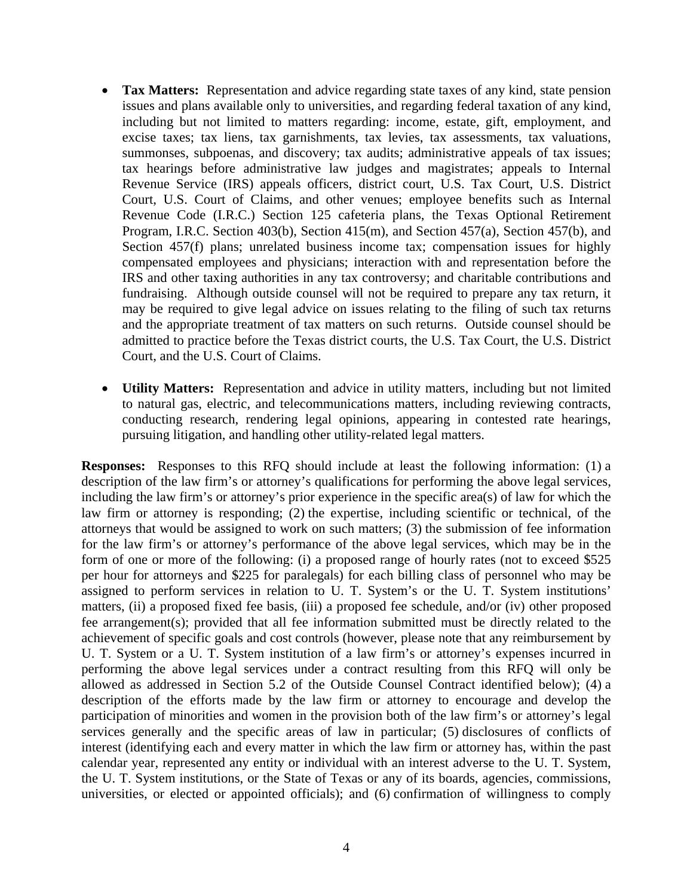- **Tax Matters:** Representation and advice regarding state taxes of any kind, state pension issues and plans available only to universities, and regarding federal taxation of any kind, including but not limited to matters regarding: income, estate, gift, employment, and excise taxes; tax liens, tax garnishments, tax levies, tax assessments, tax valuations, summonses, subpoenas, and discovery; tax audits; administrative appeals of tax issues; tax hearings before administrative law judges and magistrates; appeals to Internal Revenue Service (IRS) appeals officers, district court, U.S. Tax Court, U.S. District Court, U.S. Court of Claims, and other venues; employee benefits such as Internal Revenue Code (I.R.C.) Section 125 cafeteria plans, the Texas Optional Retirement Program, I.R.C. Section 403(b), Section 415(m), and Section 457(a), Section 457(b), and Section 457(f) plans; unrelated business income tax; compensation issues for highly compensated employees and physicians; interaction with and representation before the IRS and other taxing authorities in any tax controversy; and charitable contributions and fundraising. Although outside counsel will not be required to prepare any tax return, it may be required to give legal advice on issues relating to the filing of such tax returns and the appropriate treatment of tax matters on such returns. Outside counsel should be admitted to practice before the Texas district courts, the U.S. Tax Court, the U.S. District Court, and the U.S. Court of Claims.

- **Utility Matters:** Representation and advice in utility matters, including but not limited to natural gas, electric, and telecommunications matters, including reviewing contracts, conducting research, rendering legal opinions, appearing in contested rate hearings, pursuing litigation, and handling other utility-related legal matters.

**Responses:** Responses to this RFQ should include at least the following information: (1) a description of the law firm's or attorney's qualifications for performing the above legal services, including the law firm's or attorney's prior experience in the specific area(s) of law for which the law firm or attorney is responding; (2) the expertise, including scientific or technical, of the attorneys that would be assigned to work on such matters; (3) the submission of fee information for the law firm's or attorney's performance of the above legal services, which may be in the form of one or more of the following: (i) a proposed range of hourly rates (not to exceed $525 per hour for attorneys and $225 for paralegals) for each billing class of personnel who may be assigned to perform services in relation to U. T. System's or the U. T. System institutions' matters, (ii) a proposed fixed fee basis, (iii) a proposed fee schedule, and/or (iv) other proposed fee arrangement(s); provided that all fee information submitted must be directly related to the achievement of specific goals and cost controls (however, please note that any reimbursement by U. T. System or a U. T. System institution of a law firm's or attorney's expenses incurred in performing the above legal services under a contract resulting from this RFQ will only be allowed as addressed in Section 5.2 of the Outside Counsel Contract identified below); (4) a description of the efforts made by the law firm or attorney to encourage and develop the participation of minorities and women in the provision both of the law firm's or attorney's legal services generally and the specific areas of law in particular; (5) disclosures of conflicts of interest (identifying each and every matter in which the law firm or attorney has, within the past calendar year, represented any entity or individual with an interest adverse to the U. T. System, the U. T. System institutions, or the State of Texas or any of its boards, agencies, commissions, universities, or elected or appointed officials); and (6) confirmation of willingness to comply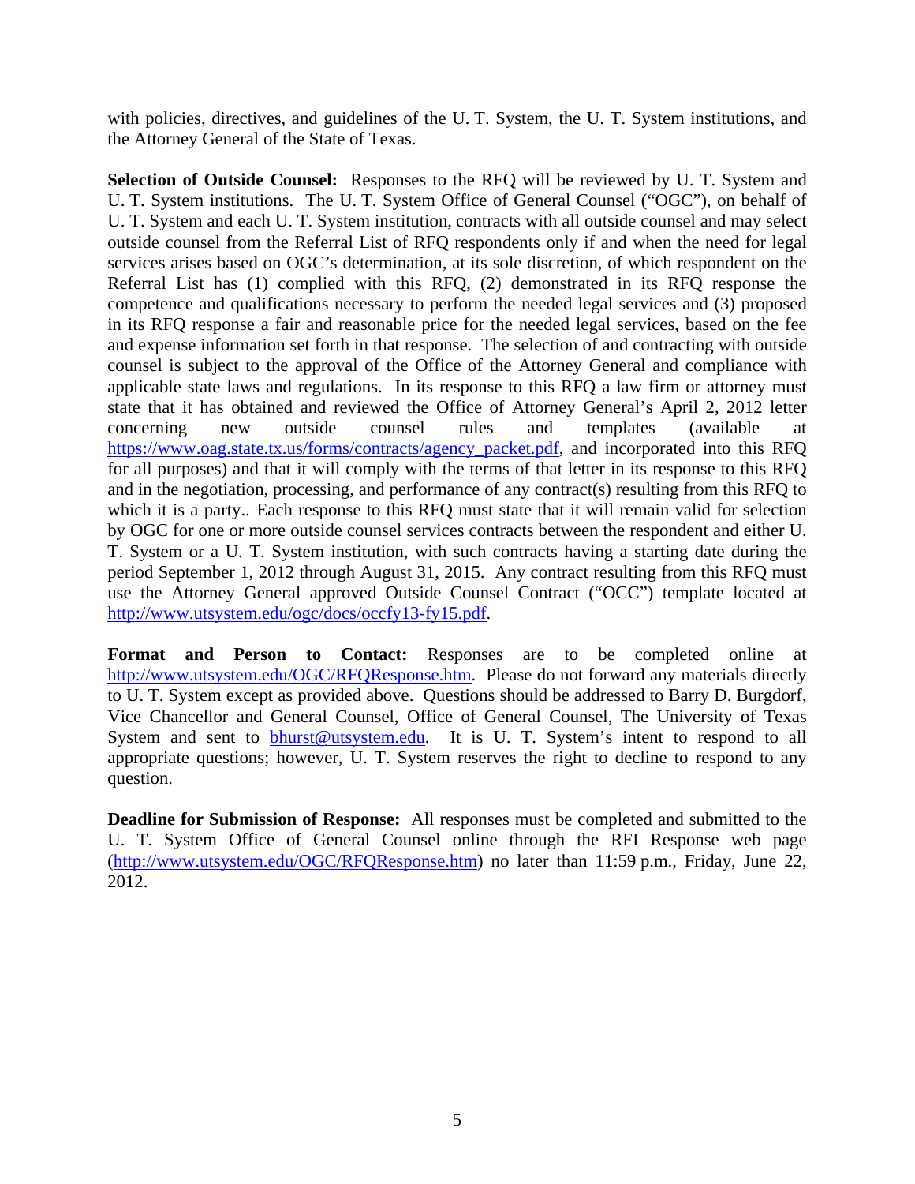with policies, directives, and guidelines of the U. T. System, the U. T. System institutions, and the Attorney General of the State of Texas.

**Selection of Outside Counsel:** Responses to the RFQ will be reviewed by U. T. System and U. T. System institutions. The U. T. System Office of General Counsel ("OGC"), on behalf of U. T. System and each U. T. System institution, contracts with all outside counsel and may select outside counsel from the Referral List of RFQ respondents only if and when the need for legal services arises based on OGC's determination, at its sole discretion, of which respondent on the Referral List has (1) complied with this RFQ, (2) demonstrated in its RFQ response the competence and qualifications necessary to perform the needed legal services and (3) proposed in its RFQ response a fair and reasonable price for the needed legal services, based on the fee and expense information set forth in that response. The selection of and contracting with outside counsel is subject to the approval of the Office of the Attorney General and compliance with applicable state laws and regulations. In its response to this RFQ a law firm or attorney must state that it has obtained and reviewed the Office of Attorney General's April 2, 2012 letter concerning new outside counsel rules and templates (available at https://www.oag.state.tx.us/forms/contracts/agency_packet.pdf, and incorporated into this RFQ for all purposes) and that it will comply with the terms of that letter in its response to this RFQ and in the negotiation, processing, and performance of any contract(s) resulting from this RFQ to which it is a party.. Each response to this RFQ must state that it will remain valid for selection by OGC for one or more outside counsel services contracts between the respondent and either U. T. System or a U. T. System institution, with such contracts having a starting date during the period September 1, 2012 through August 31, 2015. Any contract resulting from this RFQ must use the Attorney General approved Outside Counsel Contract ("OCC") template located at http://www.utsystem.edu/ogc/docs/occfy13-fy15.pdf.

**Format and Person to Contact:** Responses are to be completed online at http://www.utsystem.edu/OGC/RFQResponse.htm. Please do not forward any materials directly to U. T. System except as provided above. Questions should be addressed to Barry D. Burgdorf, Vice Chancellor and General Counsel, Office of General Counsel, The University of Texas System and sent to bhurst@utsystem.edu. It is U. T. System's intent to respond to all appropriate questions; however, U. T. System reserves the right to decline to respond to any question.

**Deadline for Submission of Response:** All responses must be completed and submitted to the U. T. System Office of General Counsel online through the RFI Response web page (http://www.utsystem.edu/OGC/RFQResponse.htm) no later than 11:59 p.m., Friday, June 22, 2012.